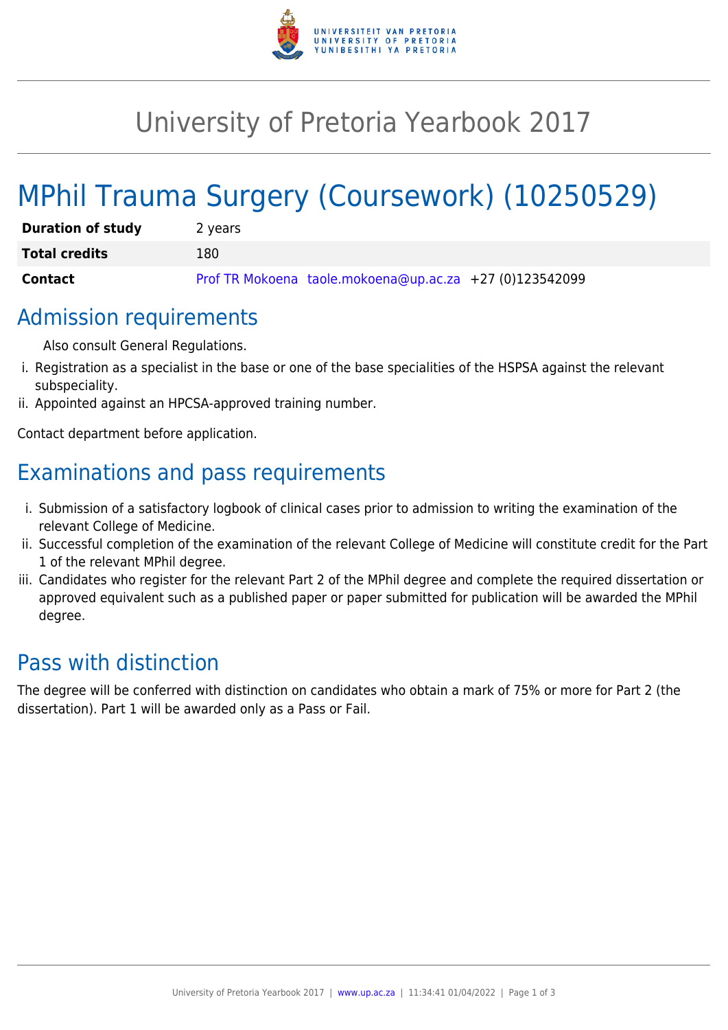# University of Pretoria Yearbook 2017

# MPhil Trauma Surgery (Coursework) (10250529)

| | |
|---|---|
| **Duration of study** | 2 years |
| **Total credits** | 180 |
| **Contact** | Prof TR Mokoena taole.mokoena@up.ac.za +27 (0)123542099 |

## Admission requirements

Also consult General Regulations.

i. Registration as a specialist in the base or one of the base specialities of the HSPSA against the relevant subspeciality.
ii. Appointed against an HPCSA-approved training number.

Contact department before application.

## Examinations and pass requirements

i. Submission of a satisfactory logbook of clinical cases prior to admission to writing the examination of the relevant College of Medicine.
ii. Successful completion of the examination of the relevant College of Medicine will constitute credit for the Part 1 of the relevant MPhil degree.
iii. Candidates who register for the relevant Part 2 of the MPhil degree and complete the required dissertation or approved equivalent such as a published paper or paper submitted for publication will be awarded the MPhil degree.

## Pass with distinction

The degree will be conferred with distinction on candidates who obtain a mark of 75% or more for Part 2 (the dissertation). Part 1 will be awarded only as a Pass or Fail.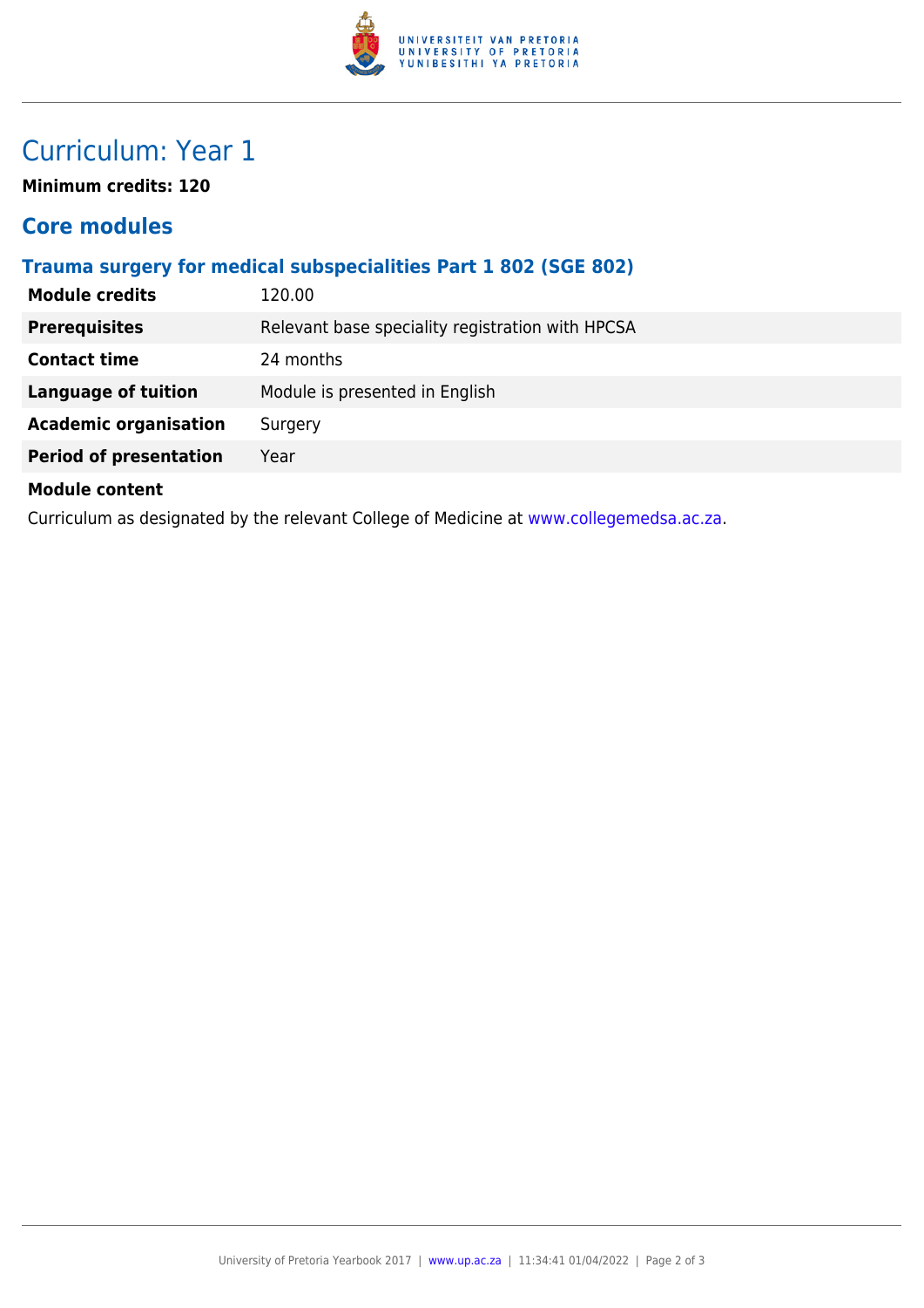# Curriculum: Year 1

**Minimum credits: 120**

## Core modules

### Trauma surgery for medical subspecialities Part 1 802 (SGE 802)

| | |
|---|---|
| **Module credits** | 120.00 |
| **Prerequisites** | Relevant base speciality registration with HPCSA |
| **Contact time** | 24 months |
| **Language of tuition** | Module is presented in English |
| **Academic organisation** | Surgery |
| **Period of presentation** | Year |

**Module content**

Curriculum as designated by the relevant College of Medicine at www.collegemedsa.ac.za.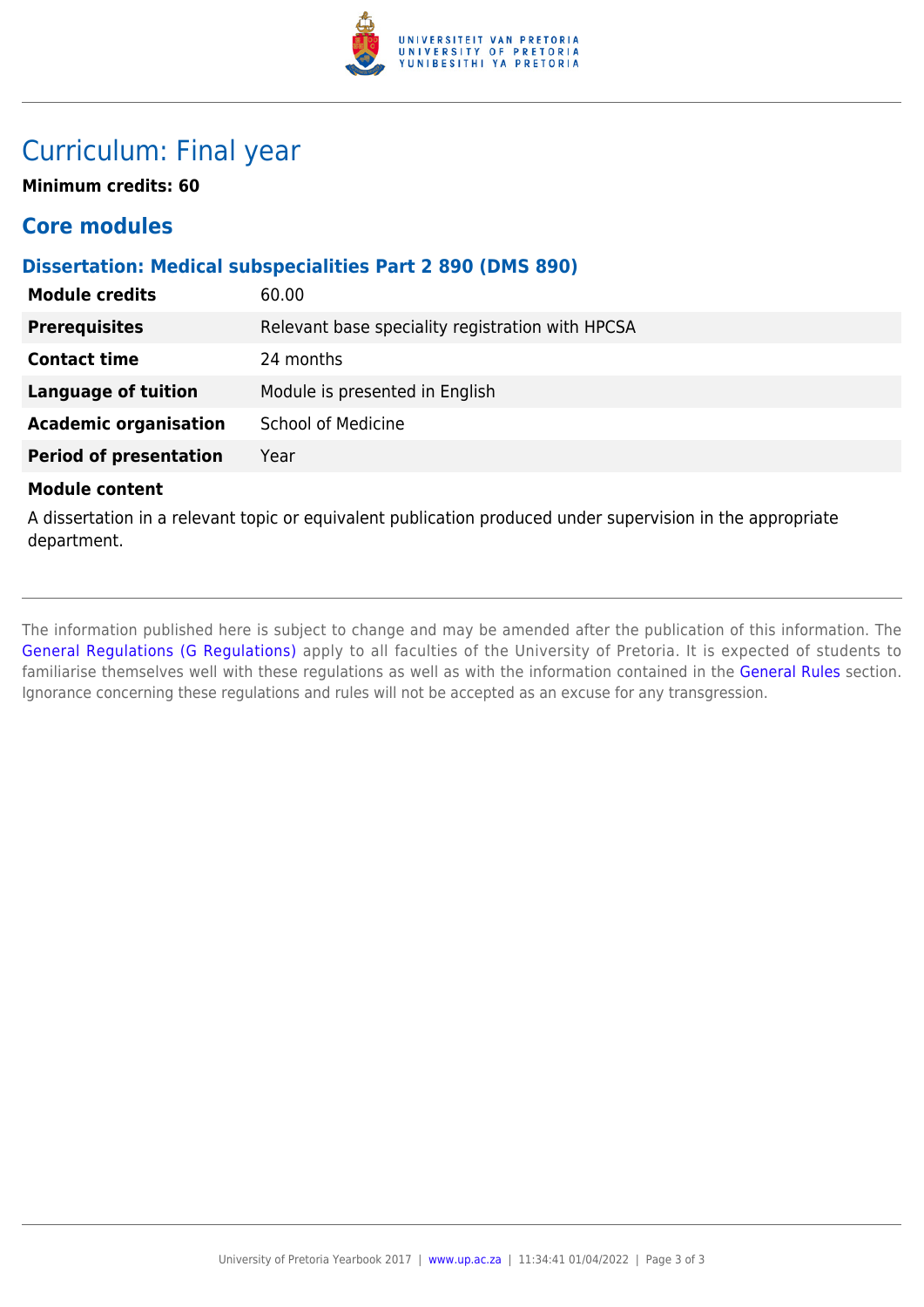# Curriculum: Final year

**Minimum credits: 60**

## Core modules

### Dissertation: Medical subspecialities Part 2 890 (DMS 890)

| | |
|---|---|
| **Module credits** | 60.00 |
| **Prerequisites** | Relevant base speciality registration with HPCSA |
| **Contact time** | 24 months |
| **Language of tuition** | Module is presented in English |
| **Academic organisation** | School of Medicine |
| **Period of presentation** | Year |

**Module content**

A dissertation in a relevant topic or equivalent publication produced under supervision in the appropriate department.

The information published here is subject to change and may be amended after the publication of this information. The General Regulations (G Regulations) apply to all faculties of the University of Pretoria. It is expected of students to familiarise themselves well with these regulations as well as with the information contained in the General Rules section. Ignorance concerning these regulations and rules will not be accepted as an excuse for any transgression.